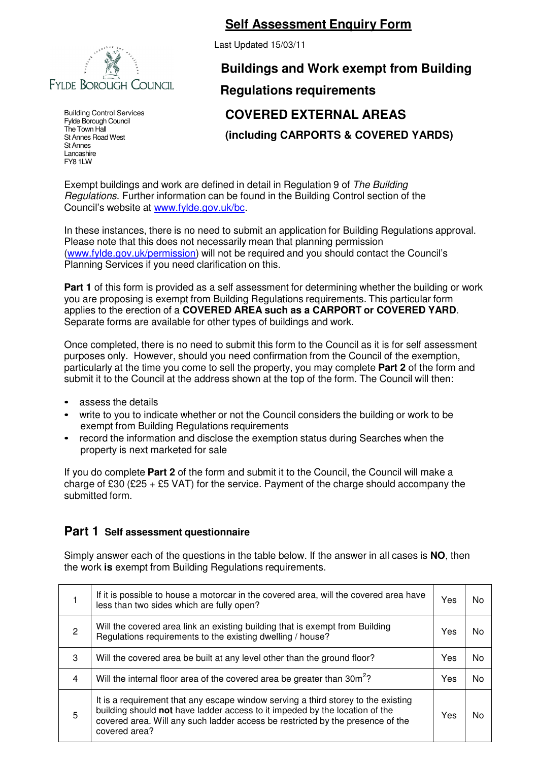# Self Assessment Enquiry Form

Last Updated 15/03/11

FYLDE BOROUGH COUNCIL

Building Control Services
Fylde Borough Council
The Town Hall
St Annes Road West
St Annes
Lancashire
FY8 1LW

## Buildings and Work exempt from Building Regulations requirements

## COVERED EXTERNAL AREAS

### (including CARPORTS & COVERED YARDS)

Exempt buildings and work are defined in detail in Regulation 9 of *The Building Regulations*. Further information can be found in the Building Control section of the Council's website at www.fylde.gov.uk/bc.

In these instances, there is no need to submit an application for Building Regulations approval. Please note that this does not necessarily mean that planning permission (www.fylde.gov.uk/permission) will not be required and you should contact the Council's Planning Services if you need clarification on this.

**Part 1** of this form is provided as a self assessment for determining whether the building or work you are proposing is exempt from Building Regulations requirements. This particular form applies to the erection of a **COVERED AREA such as a CARPORT or COVERED YARD**. Separate forms are available for other types of buildings and work.

Once completed, there is no need to submit this form to the Council as it is for self assessment purposes only. However, should you need confirmation from the Council of the exemption, particularly at the time you come to sell the property, you may complete **Part 2** of the form and submit it to the Council at the address shown at the top of the form. The Council will then:

- assess the details
- write to you to indicate whether or not the Council considers the building or work to be exempt from Building Regulations requirements
- record the information and disclose the exemption status during Searches when the property is next marketed for sale

If you do complete **Part 2** of the form and submit it to the Council, the Council will make a charge of £30 (£25 + £5 VAT) for the service. Payment of the charge should accompany the submitted form.

## Part 1 Self assessment questionnaire

Simply answer each of the questions in the table below. If the answer in all cases is **NO**, then the work **is** exempt from Building Regulations requirements.

| | | | |
|---|---|---|---|
| 1 | If it is possible to house a motorcar in the covered area, will the covered area have less than two sides which are fully open? | Yes | No |
| 2 | Will the covered area link an existing building that is exempt from Building Regulations requirements to the existing dwelling / house? | Yes | No |
| 3 | Will the covered area be built at any level other than the ground floor? | Yes | No |
| 4 | Will the internal floor area of the covered area be greater than $30m^2$? | Yes | No |
| 5 | It is a requirement that any escape window serving a third storey to the existing building should **not** have ladder access to it impeded by the location of the covered area. Will any such ladder access be restricted by the presence of the covered area? | Yes | No |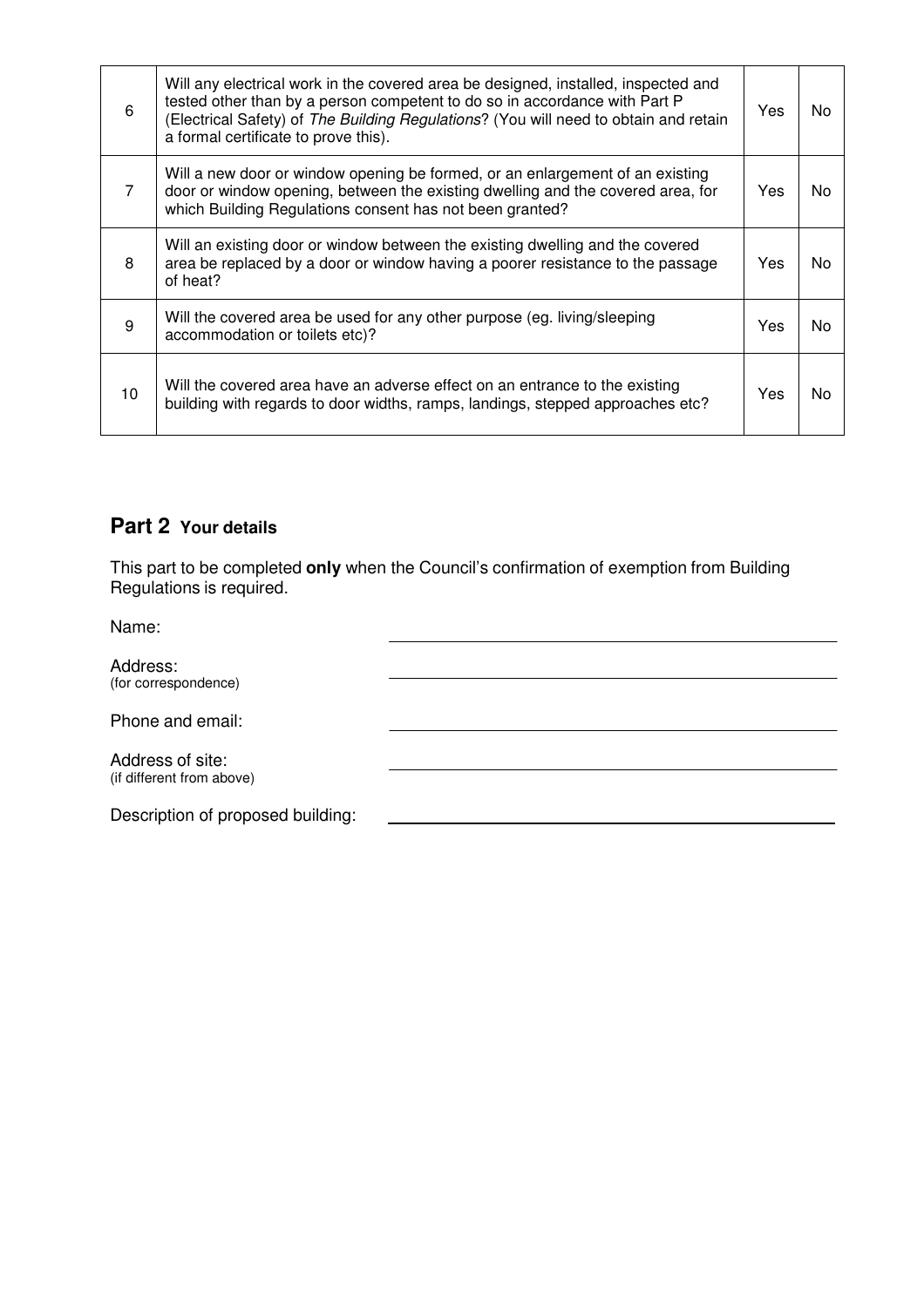| | | | |
|---|---|---|---|
| 6 | Will any electrical work in the covered area be designed, installed, inspected and tested other than by a person competent to do so in accordance with Part P (Electrical Safety) of *The Building Regulations*? (You will need to obtain and retain a formal certificate to prove this). | Yes | No |
| 7 | Will a new door or window opening be formed, or an enlargement of an existing door or window opening, between the existing dwelling and the covered area, for which Building Regulations consent has not been granted? | Yes | No |
| 8 | Will an existing door or window between the existing dwelling and the covered area be replaced by a door or window having a poorer resistance to the passage of heat? | Yes | No |
| 9 | Will the covered area be used for any other purpose (eg. living/sleeping accommodation or toilets etc)? | Yes | No |
| 10 | Will the covered area have an adverse effect on an entrance to the existing building with regards to door widths, ramps, landings, stepped approaches etc? | Yes | No |

## Part 2 Your details

This part to be completed **only** when the Council's confirmation of exemption from Building Regulations is required.

Name: \_\_\_\_\_\_\_\_\_\_\_\_\_\_\_\_\_\_\_\_

Address:
(for correspondence) \_\_\_\_\_\_\_\_\_\_\_\_\_\_\_\_\_\_\_\_

Phone and email: \_\_\_\_\_\_\_\_\_\_\_\_\_\_\_\_\_\_\_\_

Address of site:
(if different from above) \_\_\_\_\_\_\_\_\_\_\_\_\_\_\_\_\_\_\_\_

Description of proposed building: \_\_\_\_\_\_\_\_\_\_\_\_\_\_\_\_\_\_\_\_